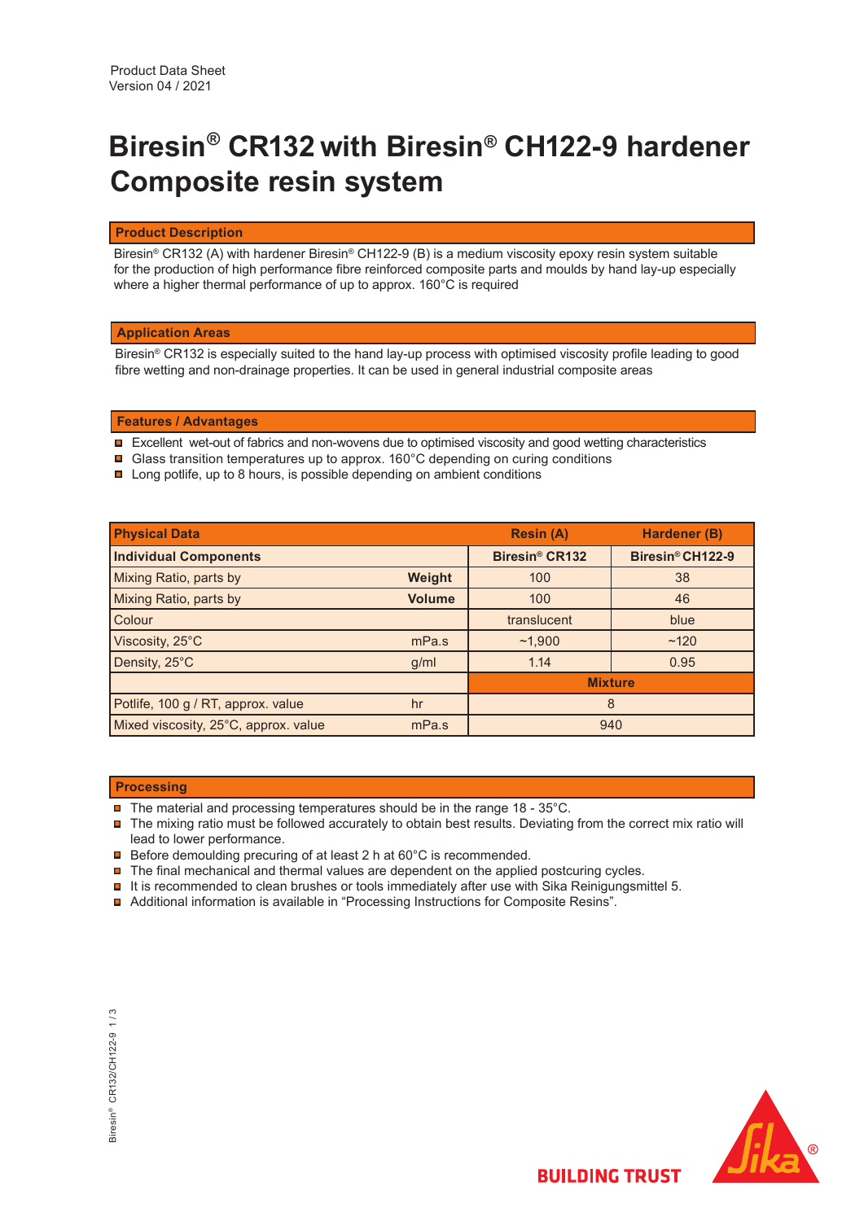Product Data Sheet
Version 04 / 2021

# Biresin® CR132 with Biresin® CH122-9 hardener Composite resin system

## Product Description

Biresin® CR132 (A) with hardener Biresin® CH122-9 (B) is a medium viscosity epoxy resin system suitable for the production of high performance fibre reinforced composite parts and moulds by hand lay-up especially where a higher thermal performance of up to approx. 160°C is required

## Application Areas

Biresin® CR132 is especially suited to the hand lay-up process with optimised viscosity profile leading to good fibre wetting and non-drainage properties. It can be used in general industrial composite areas

## Features / Advantages

- Excellent wet-out of fabrics and non-wovens due to optimised viscosity and good wetting characteristics
- Glass transition temperatures up to approx. 160°C depending on curing conditions
- Long potlife, up to 8 hours, is possible depending on ambient conditions

| Physical Data | | Resin (A) | Hardener (B) |
|---|---|---|---|
| **Individual Components** | | **Biresin® CR132** | **Biresin® CH122-9** |
| Mixing Ratio, parts by | **Weight** | 100 | 38 |
| Mixing Ratio, parts by | **Volume** | 100 | 46 |
| Colour | | translucent | blue |
| Viscosity, 25°C | mPa.s | ~1,900 | ~120 |
| Density, 25°C | g/ml | 1.14 | 0.95 |
| | | **Mixture** | |
| Potlife, 100 g / RT, approx. value | hr | 8 | |
| Mixed viscosity, 25°C, approx. value | mPa.s | 940 | |

## Processing

- The material and processing temperatures should be in the range 18 - 35°C.
- The mixing ratio must be followed accurately to obtain best results. Deviating from the correct mix ratio will lead to lower performance.
- Before demoulding precuring of at least 2 h at 60°C is recommended.
- The final mechanical and thermal values are dependent on the applied postcuring cycles.
- It is recommended to clean brushes or tools immediately after use with Sika Reinigungsmittel 5.
- Additional information is available in "Processing Instructions for Composite Resins".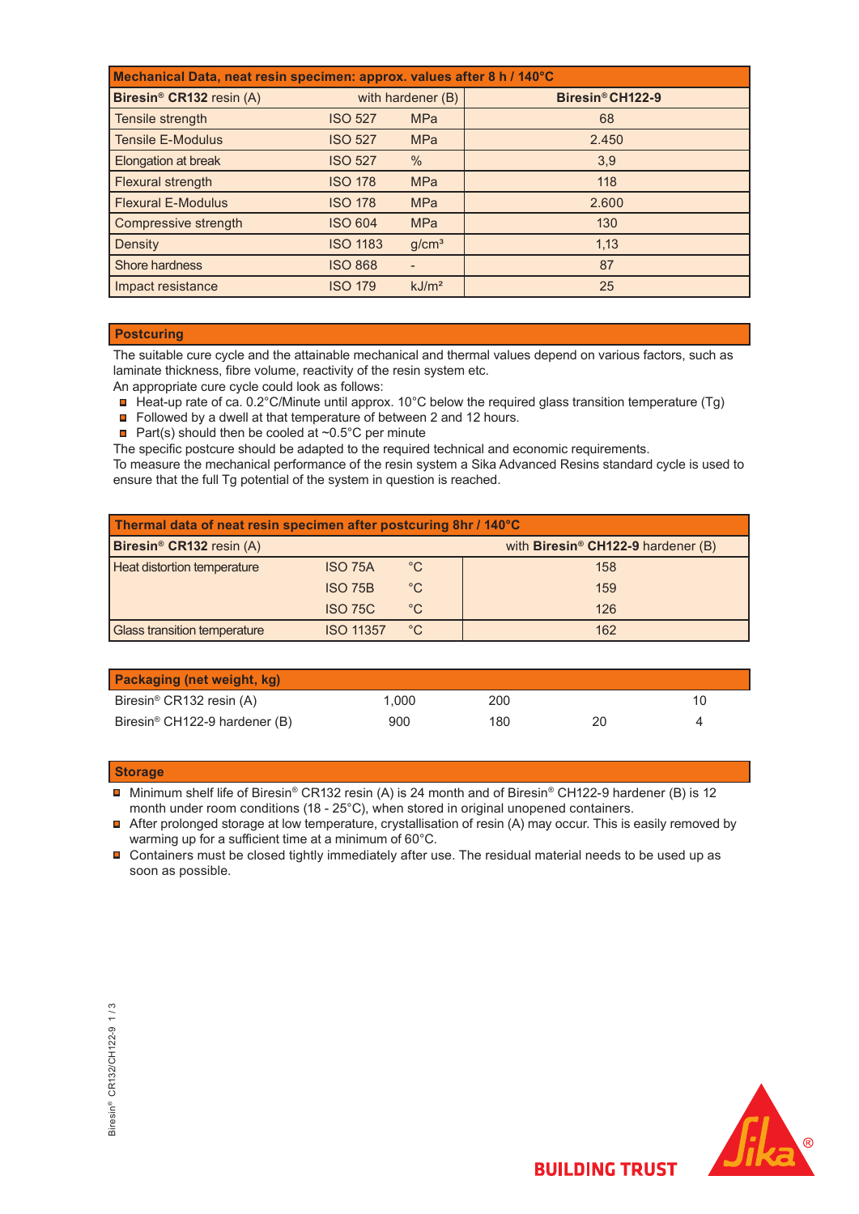| Mechanical Data, neat resin specimen: approx. values after 8 h / 140°C | | | |
|---|---|---|---|
| **Biresin® CR132** resin (A) | with hardener (B) | | **Biresin® CH122-9** |
| Tensile strength | ISO 527 | MPa | 68 |
| Tensile E-Modulus | ISO 527 | MPa | 2.450 |
| Elongation at break | ISO 527 | % | 3,9 |
| Flexural strength | ISO 178 | MPa | 118 |
| Flexural E-Modulus | ISO 178 | MPa | 2.600 |
| Compressive strength | ISO 604 | MPa | 130 |
| Density | ISO 1183 | g/cm³ | 1,13 |
| Shore hardness | ISO 868 | - | 87 |
| Impact resistance | ISO 179 | kJ/m² | 25 |

## Postcuring

The suitable cure cycle and the attainable mechanical and thermal values depend on various factors, such as laminate thickness, fibre volume, reactivity of the resin system etc.
An appropriate cure cycle could look as follows:

- Heat-up rate of ca. 0.2°C/Minute until approx. 10°C below the required glass transition temperature (Tg)
- Followed by a dwell at that temperature of between 2 and 12 hours.
- Part(s) should then be cooled at ~0.5°C per minute

The specific postcure should be adapted to the required technical and economic requirements.
To measure the mechanical performance of the resin system a Sika Advanced Resins standard cycle is used to ensure that the full Tg potential of the system in question is reached.

| Thermal data of neat resin specimen after postcuring 8hr / 140°C | | | |
|---|---|---|---|
| **Biresin® CR132** resin (A) | | | with **Biresin® CH122-9** hardener (B) |
| Heat distortion temperature | ISO 75A | °C | 158 |
| | ISO 75B | °C | 159 |
| | ISO 75C | °C | 126 |
| Glass transition temperature | ISO 11357 | °C | 162 |

| Packaging (net weight, kg) | | | | |
|---|---|---|---|---|
| Biresin® CR132 resin (A) | 1,000 | 200 | | 10 |
| Biresin® CH122-9 hardener (B) | 900 | 180 | 20 | 4 |

## Storage

- Minimum shelf life of Biresin® CR132 resin (A) is 24 month and of Biresin® CH122-9 hardener (B) is 12 month under room conditions (18 - 25°C), when stored in original unopened containers.
- After prolonged storage at low temperature, crystallisation of resin (A) may occur. This is easily removed by warming up for a sufficient time at a minimum of 60°C.
- Containers must be closed tightly immediately after use. The residual material needs to be used up as soon as possible.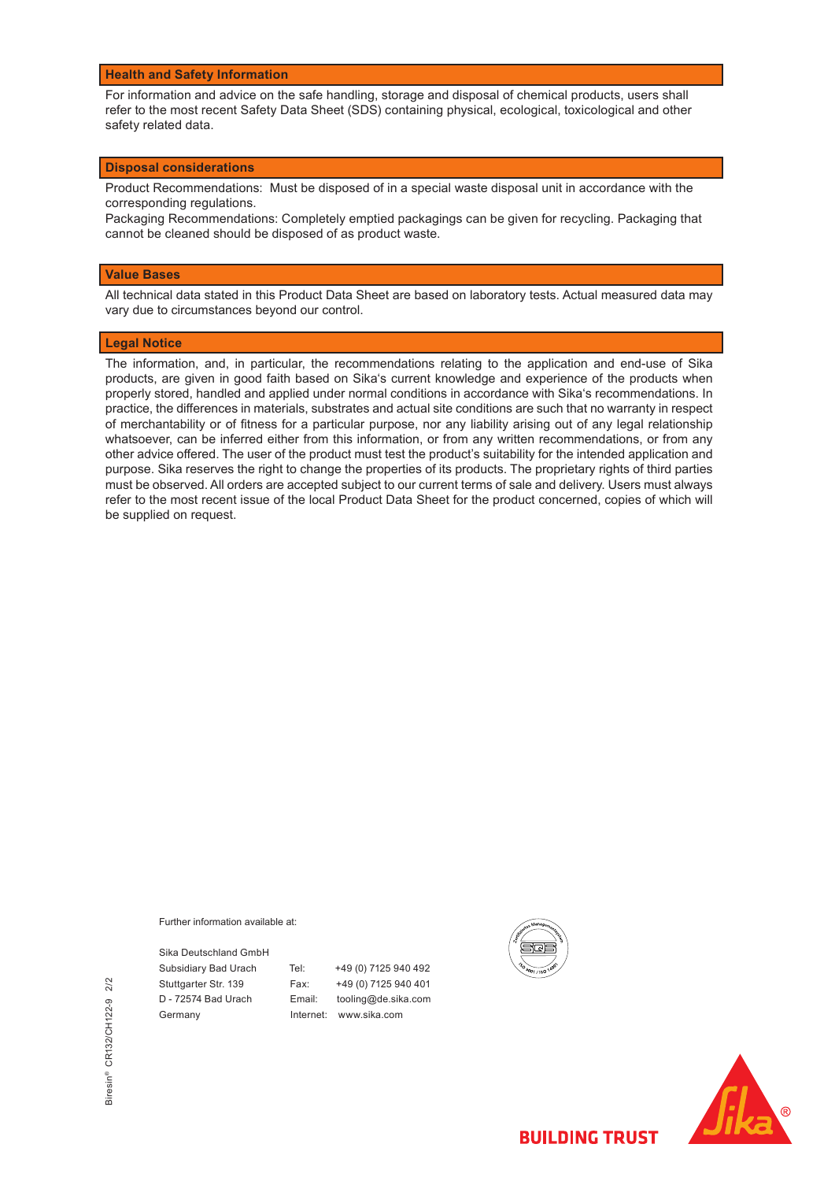## Health and Safety Information

For information and advice on the safe handling, storage and disposal of chemical products, users shall refer to the most recent Safety Data Sheet (SDS) containing physical, ecological, toxicological and other safety related data.

## Disposal considerations

Product Recommendations: Must be disposed of in a special waste disposal unit in accordance with the corresponding regulations.
Packaging Recommendations: Completely emptied packagings can be given for recycling. Packaging that cannot be cleaned should be disposed of as product waste.

## Value Bases

All technical data stated in this Product Data Sheet are based on laboratory tests. Actual measured data may vary due to circumstances beyond our control.

## Legal Notice

The information, and, in particular, the recommendations relating to the application and end-use of Sika products, are given in good faith based on Sika's current knowledge and experience of the products when properly stored, handled and applied under normal conditions in accordance with Sika's recommendations. In practice, the differences in materials, substrates and actual site conditions are such that no warranty in respect of merchantability or of fitness for a particular purpose, nor any liability arising out of any legal relationship whatsoever, can be inferred either from this information, or from any written recommendations, or from any other advice offered. The user of the product must test the product's suitability for the intended application and purpose. Sika reserves the right to change the properties of its products. The proprietary rights of third parties must be observed. All orders are accepted subject to our current terms of sale and delivery. Users must always refer to the most recent issue of the local Product Data Sheet for the product concerned, copies of which will be supplied on request.

Further information available at:

| | | |
|---|---|---|
| Sika Deutschland GmbH | | |
| Subsidiary Bad Urach | Tel: | +49 (0) 7125 940 492 |
| Stuttgarter Str. 139 | Fax: | +49 (0) 7125 940 401 |
| D - 72574 Bad Urach | Email: | tooling@de.sika.com |
| Germany | Internet: | www.sika.com |

Biresin® CR132/CH122-9

BUILDING TRUST